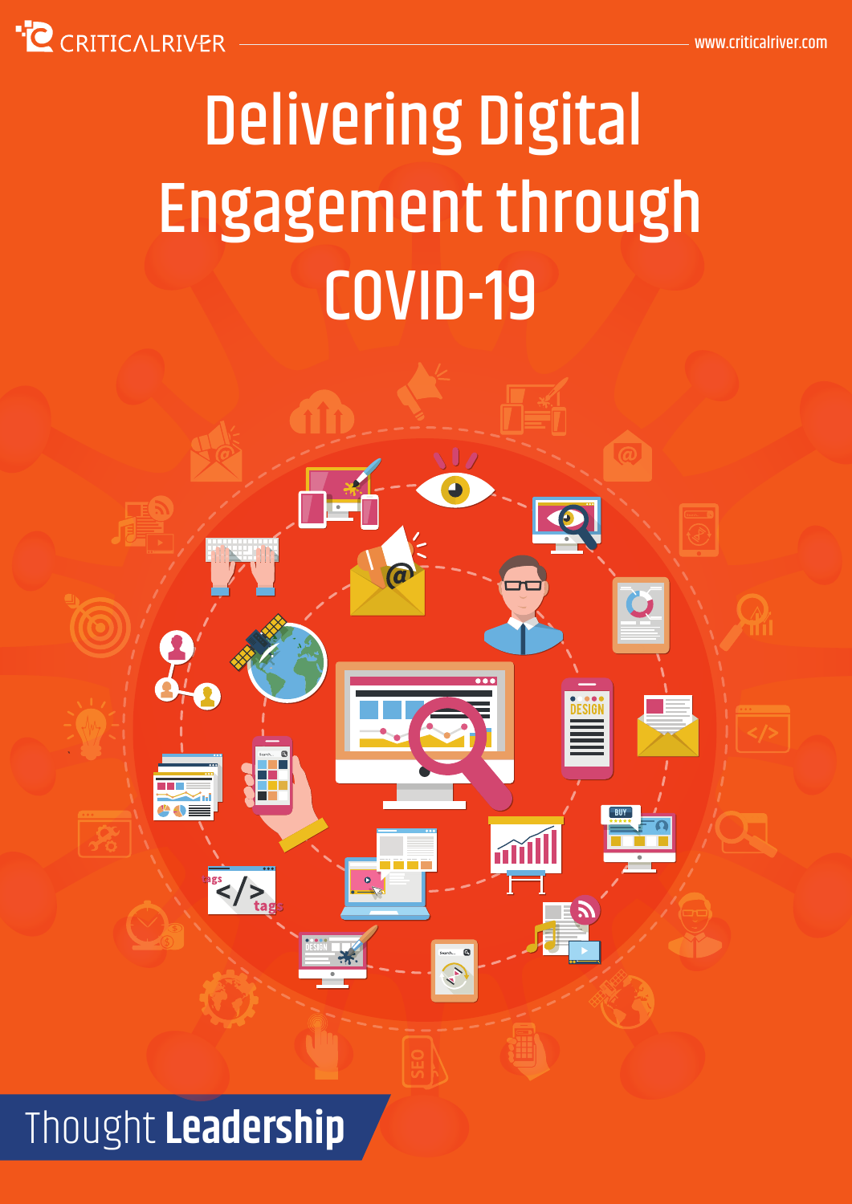CRITICALRIVER

www.criticalriver.com

# Delivering Digital Engagement through COVID-19

Thought **Leadership**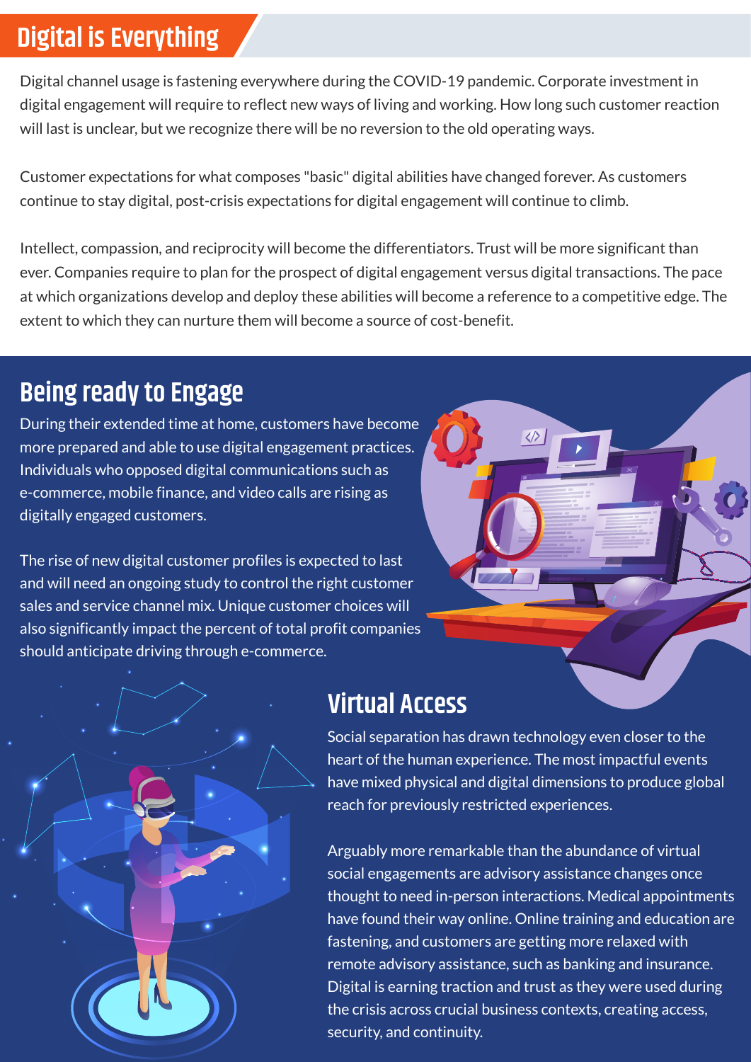## Digital is Everything

Digital channel usage is fastening everywhere during the COVID-19 pandemic. Corporate investment in digital engagement will require to reflect new ways of living and working. How long such customer reaction will last is unclear, but we recognize there will be no reversion to the old operating ways.

Customer expectations for what composes "basic" digital abilities have changed forever. As customers continue to stay digital, post-crisis expectations for digital engagement will continue to climb.

Intellect, compassion, and reciprocity will become the differentiators. Trust will be more significant than ever. Companies require to plan for the prospect of digital engagement versus digital transactions. The pace at which organizations develop and deploy these abilities will become a reference to a competitive edge. The extent to which they can nurture them will become a source of cost-benefit.

## Being ready to Engage

During their extended time at home, customers have become more prepared and able to use digital engagement practices. Individuals who opposed digital communications such as e-commerce, mobile finance, and video calls are rising as digitally engaged customers.

The rise of new digital customer profiles is expected to last and will need an ongoing study to control the right customer sales and service channel mix. Unique customer choices will also significantly impact the percent of total profit companies should anticipate driving through e-commerce.

## Virtual Access

Social separation has drawn technology even closer to the heart of the human experience. The most impactful events have mixed physical and digital dimensions to produce global reach for previously restricted experiences.

Arguably more remarkable than the abundance of virtual social engagements are advisory assistance changes once thought to need in-person interactions. Medical appointments have found their way online. Online training and education are fastening, and customers are getting more relaxed with remote advisory assistance, such as banking and insurance. Digital is earning traction and trust as they were used during the crisis across crucial business contexts, creating access, security, and continuity.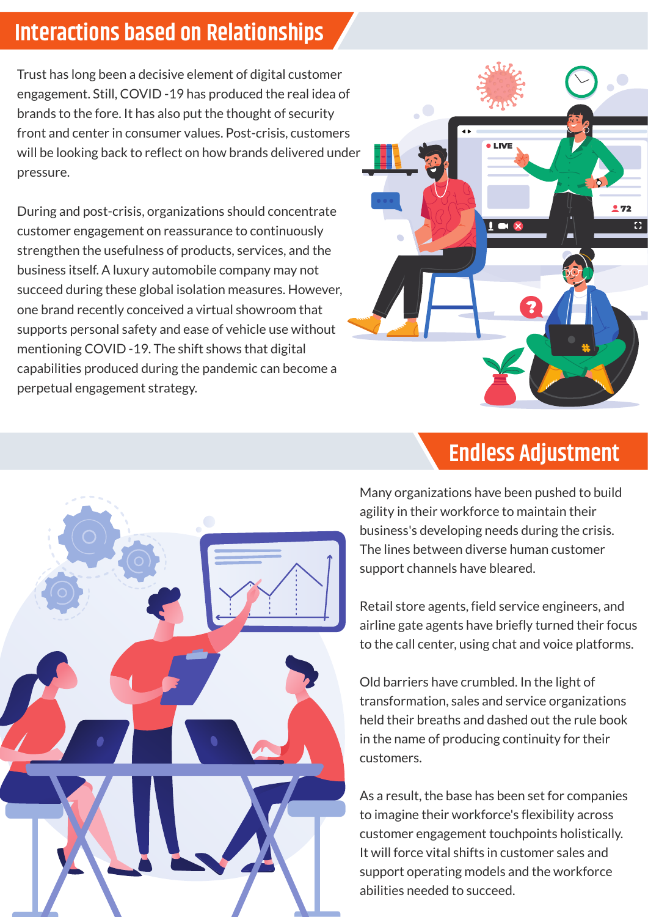## Interactions based on Relationships

Trust has long been a decisive element of digital customer engagement. Still, COVID -19 has produced the real idea of brands to the fore. It has also put the thought of security front and center in consumer values. Post-crisis, customers will be looking back to reflect on how brands delivered under pressure.

During and post-crisis, organizations should concentrate customer engagement on reassurance to continuously strengthen the usefulness of products, services, and the business itself. A luxury automobile company may not succeed during these global isolation measures. However, one brand recently conceived a virtual showroom that supports personal safety and ease of vehicle use without mentioning COVID -19. The shift shows that digital capabilities produced during the pandemic can become a perpetual engagement strategy.

## Endless Adjustment

Many organizations have been pushed to build agility in their workforce to maintain their business's developing needs during the crisis. The lines between diverse human customer support channels have bleared.

Retail store agents, field service engineers, and airline gate agents have briefly turned their focus to the call center, using chat and voice platforms.

Old barriers have crumbled. In the light of transformation, sales and service organizations held their breaths and dashed out the rule book in the name of producing continuity for their customers.

As a result, the base has been set for companies to imagine their workforce's flexibility across customer engagement touchpoints holistically. It will force vital shifts in customer sales and support operating models and the workforce abilities needed to succeed.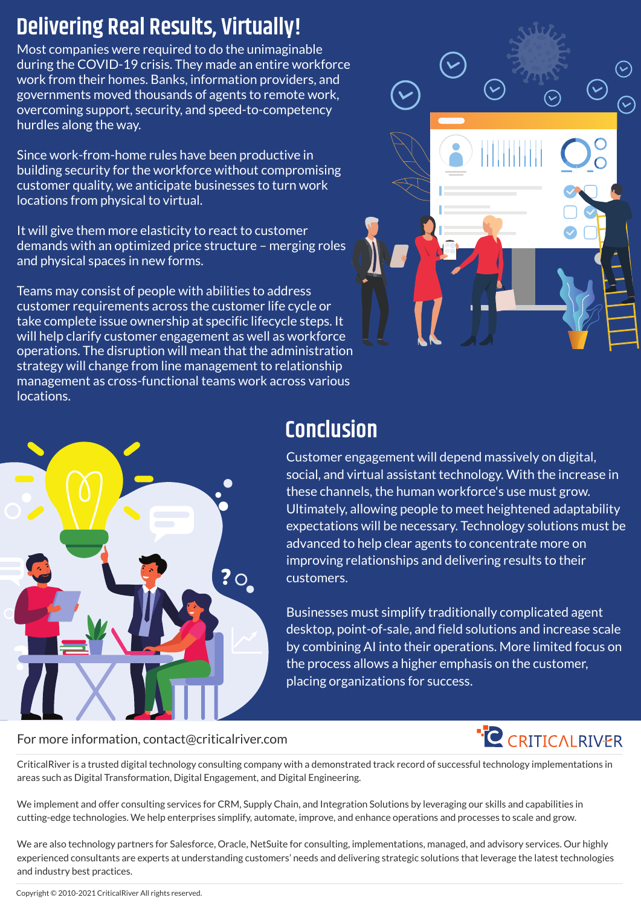# Delivering Real Results, Virtually!

Most companies were required to do the unimaginable during the COVID-19 crisis. They made an entire workforce work from their homes. Banks, information providers, and governments moved thousands of agents to remote work, overcoming support, security, and speed-to-competency hurdles along the way.

Since work-from-home rules have been productive in building security for the workforce without compromising customer quality, we anticipate businesses to turn work locations from physical to virtual.

It will give them more elasticity to react to customer demands with an optimized price structure – merging roles and physical spaces in new forms.

Teams may consist of people with abilities to address customer requirements across the customer life cycle or take complete issue ownership at specific lifecycle steps. It will help clarify customer engagement as well as workforce operations. The disruption will mean that the administration strategy will change from line management to relationship management as cross-functional teams work across various locations.

# Conclusion

Customer engagement will depend massively on digital, social, and virtual assistant technology. With the increase in these channels, the human workforce's use must grow. Ultimately, allowing people to meet heightened adaptability expectations will be necessary. Technology solutions must be advanced to help clear agents to concentrate more on improving relationships and delivering results to their customers.

Businesses must simplify traditionally complicated agent desktop, point-of-sale, and field solutions and increase scale by combining AI into their operations. More limited focus on the process allows a higher emphasis on the customer, placing organizations for success.

For more information, contact@criticalriver.com

CRITICALRIVER

CriticalRiver is a trusted digital technology consulting company with a demonstrated track record of successful technology implementations in areas such as Digital Transformation, Digital Engagement, and Digital Engineering.

We implement and offer consulting services for CRM, Supply Chain, and Integration Solutions by leveraging our skills and capabilities in cutting-edge technologies. We help enterprises simplify, automate, improve, and enhance operations and processes to scale and grow.

We are also technology partners for Salesforce, Oracle, NetSuite for consulting, implementations, managed, and advisory services. Our highly experienced consultants are experts at understanding customers' needs and delivering strategic solutions that leverage the latest technologies and industry best practices.

Copyright © 2010-2021 CriticalRiver All rights reserved.